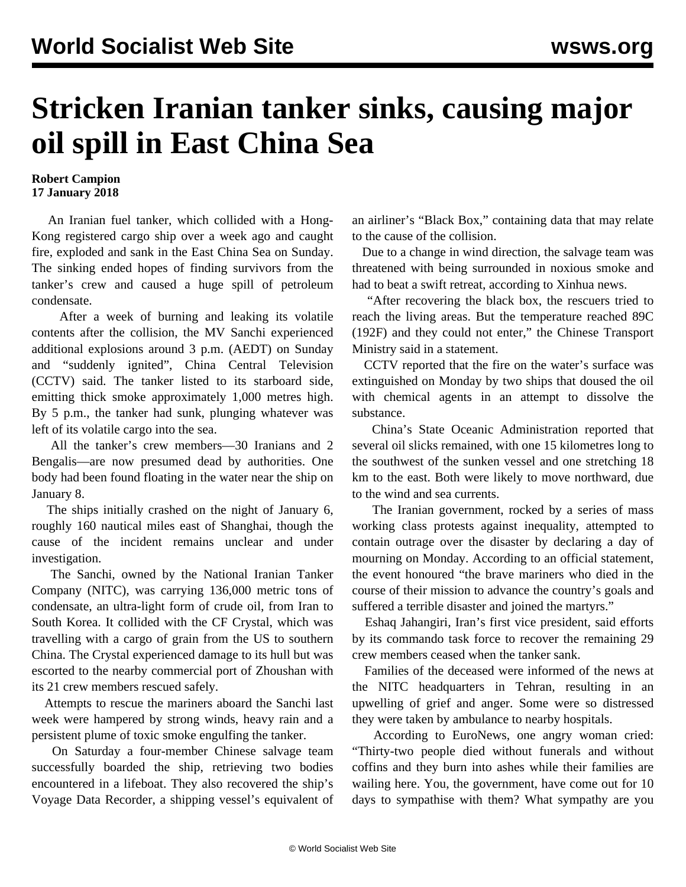# Stricken Iranian tanker sinks, causing major oil spill in East China Sea

**Robert Campion**
**17 January 2018**

An Iranian fuel tanker, which collided with a Hong-Kong registered cargo ship over a week ago and caught fire, exploded and sank in the East China Sea on Sunday. The sinking ended hopes of finding survivors from the tanker's crew and caused a huge spill of petroleum condensate.

After a week of burning and leaking its volatile contents after the collision, the MV Sanchi experienced additional explosions around 3 p.m. (AEDT) on Sunday and "suddenly ignited", China Central Television (CCTV) said. The tanker listed to its starboard side, emitting thick smoke approximately 1,000 metres high. By 5 p.m., the tanker had sunk, plunging whatever was left of its volatile cargo into the sea.

All the tanker's crew members—30 Iranians and 2 Bengalis—are now presumed dead by authorities. One body had been found floating in the water near the ship on January 8.

The ships initially crashed on the night of January 6, roughly 160 nautical miles east of Shanghai, though the cause of the incident remains unclear and under investigation.

The Sanchi, owned by the National Iranian Tanker Company (NITC), was carrying 136,000 metric tons of condensate, an ultra-light form of crude oil, from Iran to South Korea. It collided with the CF Crystal, which was travelling with a cargo of grain from the US to southern China. The Crystal experienced damage to its hull but was escorted to the nearby commercial port of Zhoushan with its 21 crew members rescued safely.

Attempts to rescue the mariners aboard the Sanchi last week were hampered by strong winds, heavy rain and a persistent plume of toxic smoke engulfing the tanker.

On Saturday a four-member Chinese salvage team successfully boarded the ship, retrieving two bodies encountered in a lifeboat. They also recovered the ship's Voyage Data Recorder, a shipping vessel's equivalent of an airliner's "Black Box," containing data that may relate to the cause of the collision.

Due to a change in wind direction, the salvage team was threatened with being surrounded in noxious smoke and had to beat a swift retreat, according to Xinhua news.

"After recovering the black box, the rescuers tried to reach the living areas. But the temperature reached 89C (192F) and they could not enter," the Chinese Transport Ministry said in a statement.

CCTV reported that the fire on the water's surface was extinguished on Monday by two ships that doused the oil with chemical agents in an attempt to dissolve the substance.

China's State Oceanic Administration reported that several oil slicks remained, with one 15 kilometres long to the southwest of the sunken vessel and one stretching 18 km to the east. Both were likely to move northward, due to the wind and sea currents.

The Iranian government, rocked by a series of mass working class protests against inequality, attempted to contain outrage over the disaster by declaring a day of mourning on Monday. According to an official statement, the event honoured "the brave mariners who died in the course of their mission to advance the country's goals and suffered a terrible disaster and joined the martyrs."

Eshaq Jahangiri, Iran's first vice president, said efforts by its commando task force to recover the remaining 29 crew members ceased when the tanker sank.

Families of the deceased were informed of the news at the NITC headquarters in Tehran, resulting in an upwelling of grief and anger. Some were so distressed they were taken by ambulance to nearby hospitals.

According to EuroNews, one angry woman cried: "Thirty-two people died without funerals and without coffins and they burn into ashes while their families are wailing here. You, the government, have come out for 10 days to sympathise with them? What sympathy are you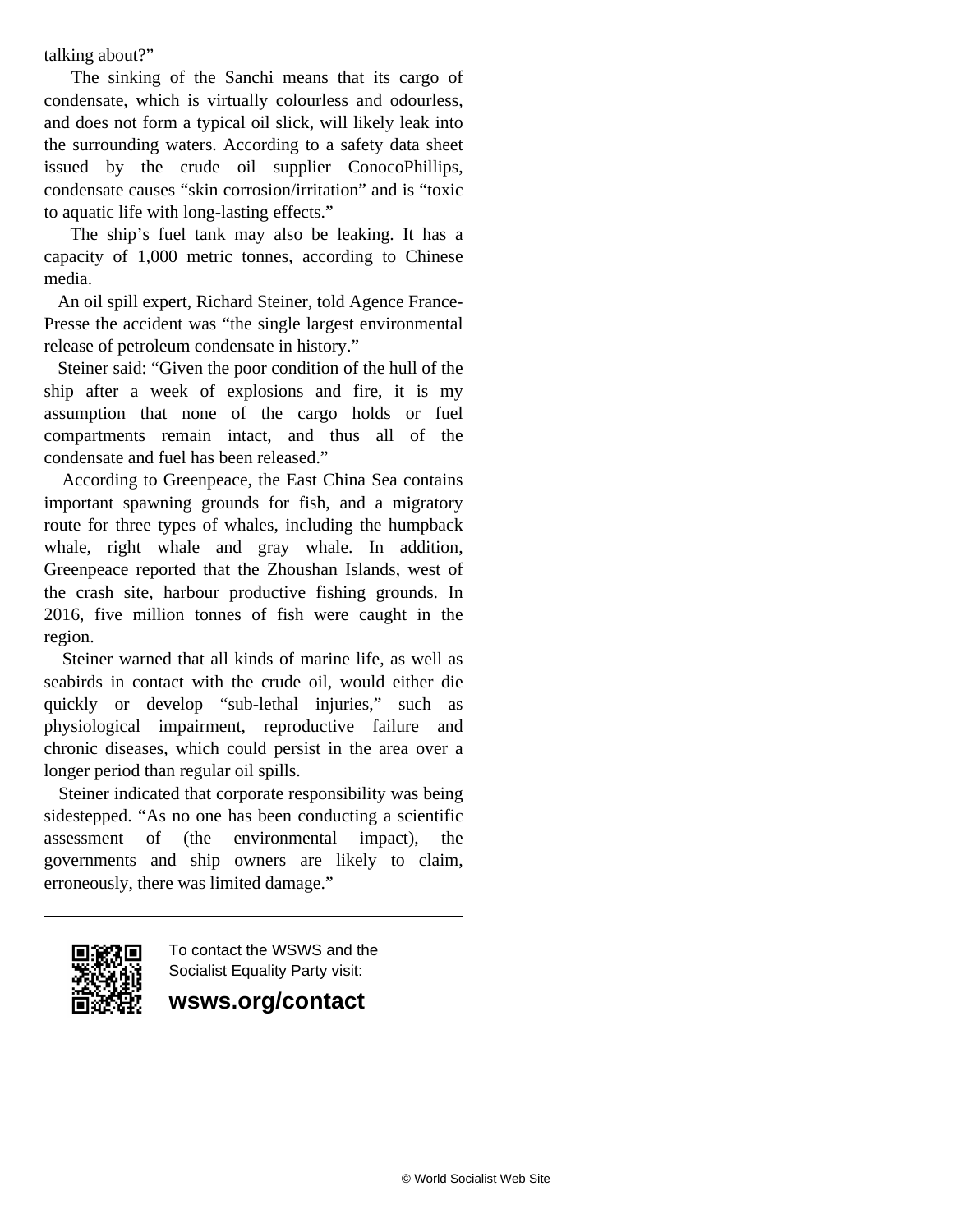talking about?"

The sinking of the Sanchi means that its cargo of condensate, which is virtually colourless and odourless, and does not form a typical oil slick, will likely leak into the surrounding waters. According to a safety data sheet issued by the crude oil supplier ConocoPhillips, condensate causes "skin corrosion/irritation" and is "toxic to aquatic life with long-lasting effects."

The ship's fuel tank may also be leaking. It has a capacity of 1,000 metric tonnes, according to Chinese media.

An oil spill expert, Richard Steiner, told Agence France-Presse the accident was "the single largest environmental release of petroleum condensate in history."

Steiner said: "Given the poor condition of the hull of the ship after a week of explosions and fire, it is my assumption that none of the cargo holds or fuel compartments remain intact, and thus all of the condensate and fuel has been released."

According to Greenpeace, the East China Sea contains important spawning grounds for fish, and a migratory route for three types of whales, including the humpback whale, right whale and gray whale. In addition, Greenpeace reported that the Zhoushan Islands, west of the crash site, harbour productive fishing grounds. In 2016, five million tonnes of fish were caught in the region.

Steiner warned that all kinds of marine life, as well as seabirds in contact with the crude oil, would either die quickly or develop "sub-lethal injuries," such as physiological impairment, reproductive failure and chronic diseases, which could persist in the area over a longer period than regular oil spills.

Steiner indicated that corporate responsibility was being sidestepped. "As no one has been conducting a scientific assessment of (the environmental impact), the governments and ship owners are likely to claim, erroneously, there was limited damage."

To contact the WSWS and the Socialist Equality Party visit:

**wsws.org/contact**